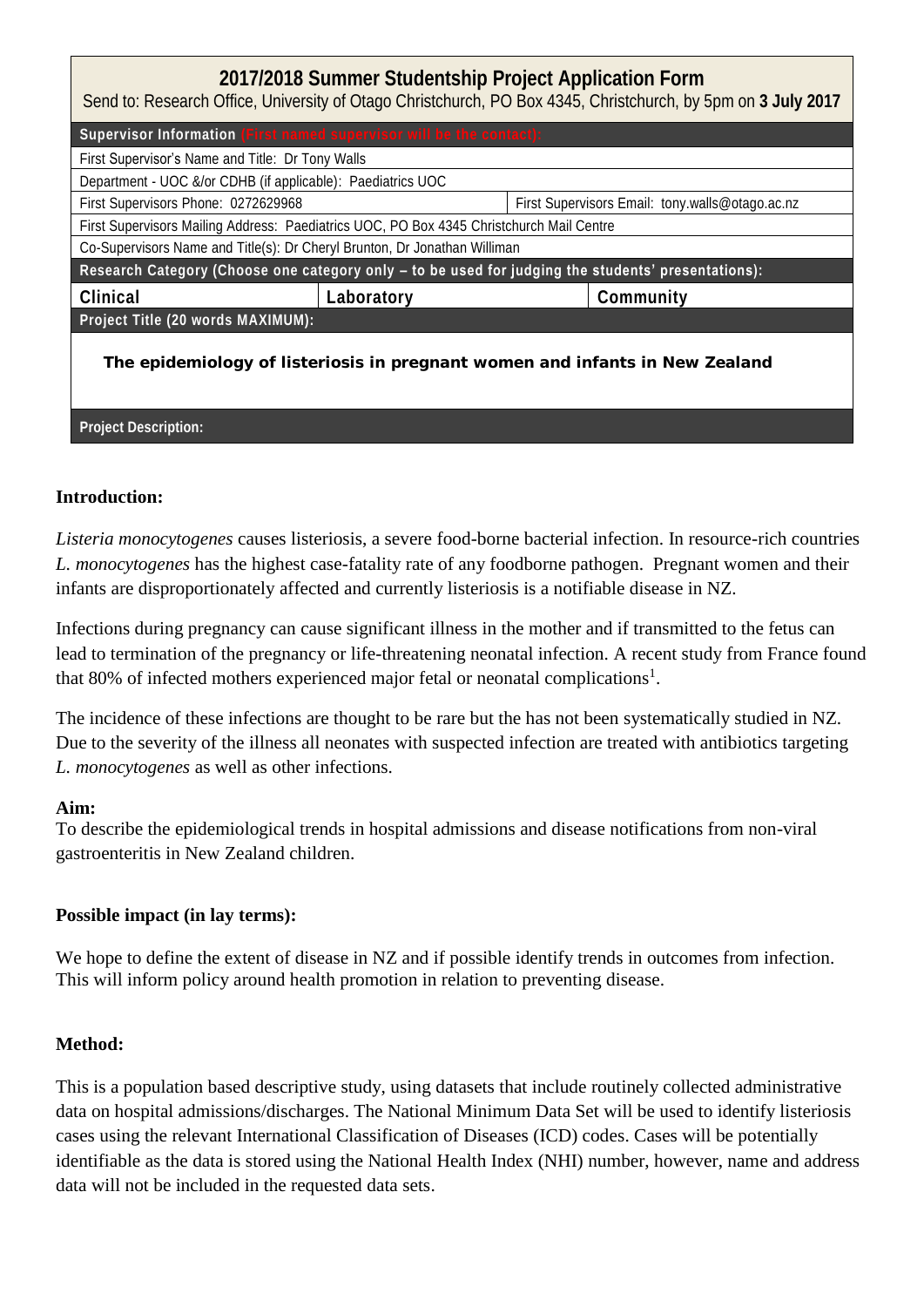## 2017/2018 Summer Studentship Project Application Form

Send to: Research Office, University of Otago Christchurch, PO Box 4345, Christchurch, by 5pm on **3 July 2017**

| **Supervisor Information** (First named supervisor will be the contact): | | |
|---|---|---|
| First Supervisor's Name and Title: Dr Tony Walls | | |
| Department - UOC &/or CDHB (if applicable): Paediatrics UOC | | |
| First Supervisors Phone: 0272629968 | | First Supervisors Email: tony.walls@otago.ac.nz |
| First Supervisors Mailing Address: Paediatrics UOC, PO Box 4345 Christchurch Mail Centre | | |
| Co-Supervisors Name and Title(s): Dr Cheryl Brunton, Dr Jonathan Williman | | |
| **Research Category (Choose one category only – to be used for judging the students' presentations):** | | |
| **Clinical** | **Laboratory** | **Community** |
| **Project Title (20 words MAXIMUM):** | | |
| **The epidemiology of listeriosis in pregnant women and infants in New Zealand** | | |
| **Project Description:** | | |

**Introduction:**

*Listeria monocytogenes* causes listeriosis, a severe food-borne bacterial infection. In resource-rich countries *L. monocytogenes* has the highest case-fatality rate of any foodborne pathogen. Pregnant women and their infants are disproportionately affected and currently listeriosis is a notifiable disease in NZ.

Infections during pregnancy can cause significant illness in the mother and if transmitted to the fetus can lead to termination of the pregnancy or life-threatening neonatal infection. A recent study from France found that 80% of infected mothers experienced major fetal or neonatal complications[1].

The incidence of these infections are thought to be rare but the has not been systematically studied in NZ. Due to the severity of the illness all neonates with suspected infection are treated with antibiotics targeting *L. monocytogenes* as well as other infections.

**Aim:**

To describe the epidemiological trends in hospital admissions and disease notifications from non-viral gastroenteritis in New Zealand children.

**Possible impact (in lay terms):**

We hope to define the extent of disease in NZ and if possible identify trends in outcomes from infection. This will inform policy around health promotion in relation to preventing disease.

**Method:**

This is a population based descriptive study, using datasets that include routinely collected administrative data on hospital admissions/discharges. The National Minimum Data Set will be used to identify listeriosis cases using the relevant International Classification of Diseases (ICD) codes. Cases will be potentially identifiable as the data is stored using the National Health Index (NHI) number, however, name and address data will not be included in the requested data sets.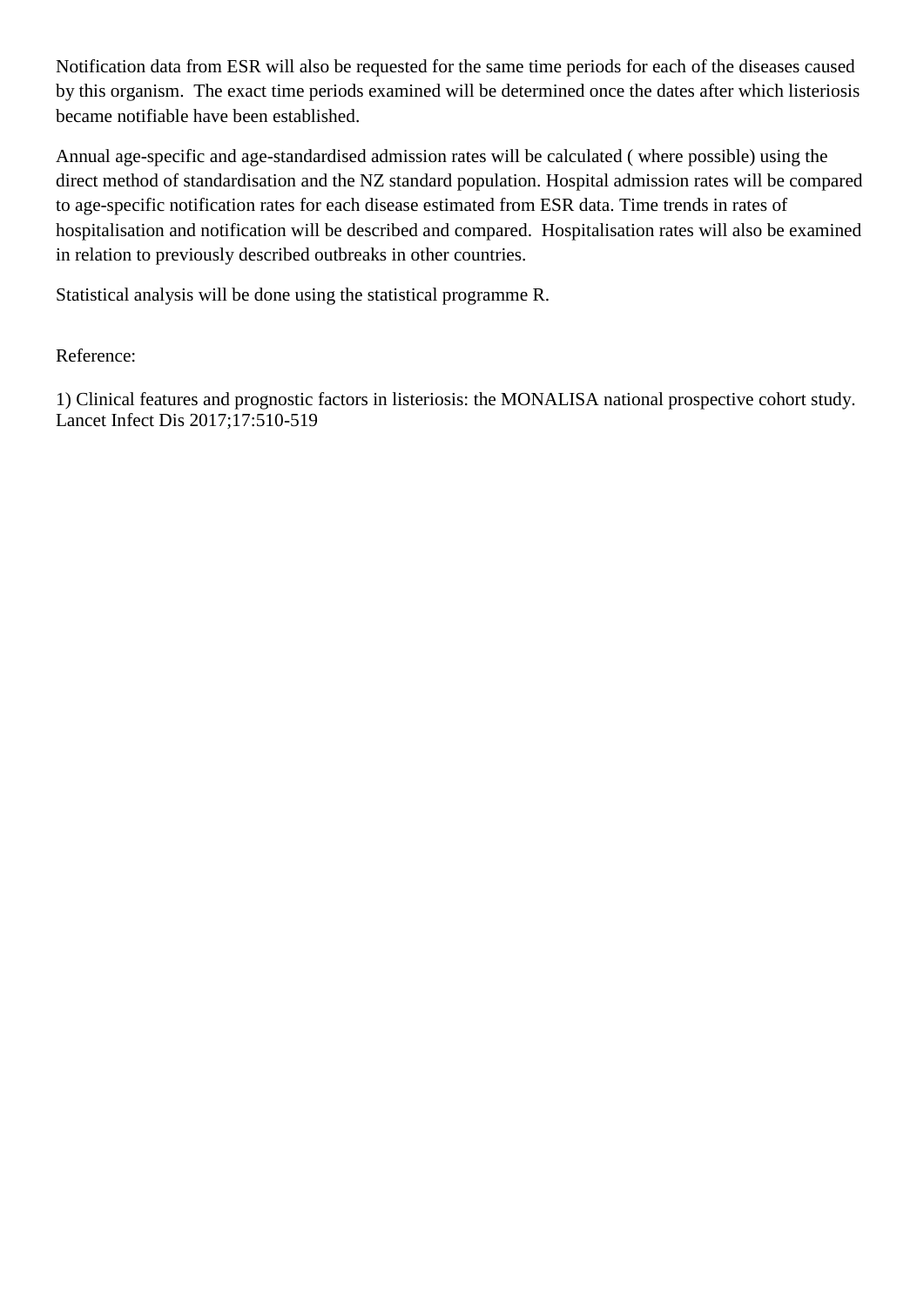Notification data from ESR will also be requested for the same time periods for each of the diseases caused by this organism. The exact time periods examined will be determined once the dates after which listeriosis became notifiable have been established.

Annual age-specific and age-standardised admission rates will be calculated ( where possible) using the direct method of standardisation and the NZ standard population. Hospital admission rates will be compared to age-specific notification rates for each disease estimated from ESR data. Time trends in rates of hospitalisation and notification will be described and compared. Hospitalisation rates will also be examined in relation to previously described outbreaks in other countries.

Statistical analysis will be done using the statistical programme R.

Reference:

1) Clinical features and prognostic factors in listeriosis: the MONALISA national prospective cohort study. Lancet Infect Dis 2017;17:510-519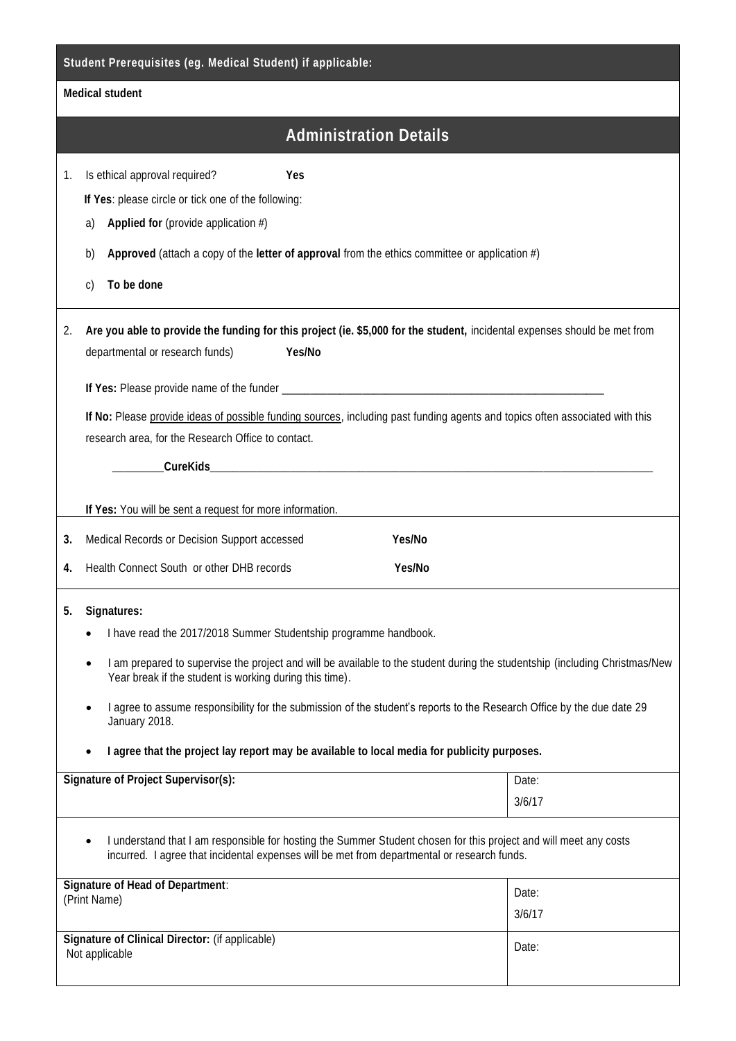**Student Prerequisites (eg. Medical Student) if applicable:**

**Medical student**

## Administration Details

1. Is ethical approval required? **Yes**

   **If Yes**: please circle or tick one of the following:

   a) **Applied for** (provide application #)

   b) **Approved** (attach a copy of the **letter of approval** from the ethics committee or application #)

   c) **To be done**

2. **Are you able to provide the funding for this project (ie. $5,000 for the student,** incidental expenses should be met from departmental or research funds) **Yes/No**

   **If Yes:** Please provide name of the funder ___________________________________________________________

   **If No:** Please provide ideas of possible funding sources, including past funding agents and topics often associated with this research area, for the Research Office to contact.

   _________**CureKids**_______________________________________________________________________________

   **If Yes:** You will be sent a request for more information.

3. Medical Records or Decision Support accessed **Yes/No**

4. Health Connect South or other DHB records **Yes/No**

5. **Signatures:**

   - I have read the 2017/2018 Summer Studentship programme handbook.
   - I am prepared to supervise the project and will be available to the student during the studentship (including Christmas/New Year break if the student is working during this time).
   - I agree to assume responsibility for the submission of the student's reports to the Research Office by the due date 29 January 2018.
   - **I agree that the project lay report may be available to local media for publicity purposes.**

| | |
|---|---|
| **Signature of Project Supervisor(s):** | Date:<br>3/6/17 |

- I understand that I am responsible for hosting the Summer Student chosen for this project and will meet any costs incurred. I agree that incidental expenses will be met from departmental or research funds.

| | |
|---|---|
| **Signature of Head of Department**:<br>(Print Name) | Date:<br>3/6/17 |
| **Signature of Clinical Director:** (if applicable)<br>Not applicable | Date: |